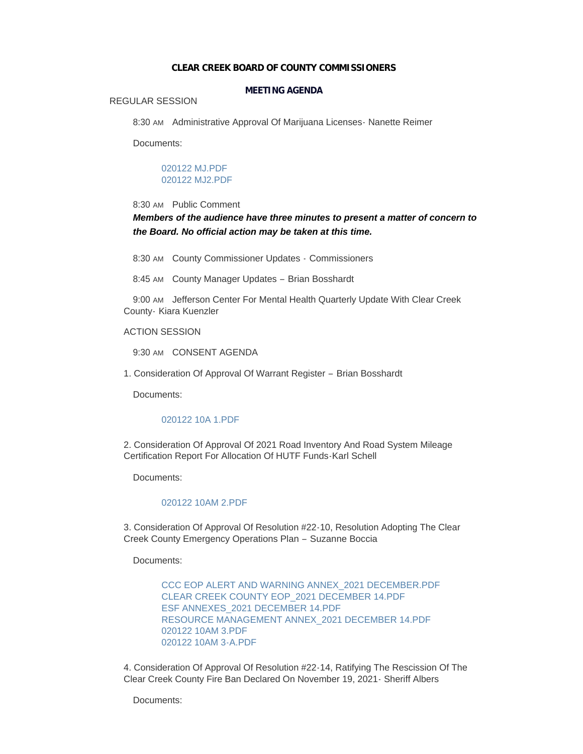# CLEAR CREEK BOARD OF COUNTY COMMISSIONERS

## MEETING AGENDA

REGULAR SESSION

8:30 AM Administrative Approval Of Marijuana Licenses- Nanette Reimer

Documents:

020122 MJ.PDF
020122 MJ2.PDF

8:30 AM Public Comment

***Members of the audience have three minutes to present a matter of concern to the Board. No official action may be taken at this time.***

8:30 AM County Commissioner Updates - Commissioners

8:45 AM County Manager Updates – Brian Bosshardt

9:00 AM Jefferson Center For Mental Health Quarterly Update With Clear Creek County- Kiara Kuenzler

ACTION SESSION

9:30 AM CONSENT AGENDA

1. Consideration Of Approval Of Warrant Register – Brian Bosshardt

Documents:

020122 10A 1.PDF

2. Consideration Of Approval Of 2021 Road Inventory And Road System Mileage Certification Report For Allocation Of HUTF Funds-Karl Schell

Documents:

020122 10AM 2.PDF

3. Consideration Of Approval Of Resolution #22-10, Resolution Adopting The Clear Creek County Emergency Operations Plan – Suzanne Boccia

Documents:

CCC EOP ALERT AND WARNING ANNEX_2021 DECEMBER.PDF
CLEAR CREEK COUNTY EOP_2021 DECEMBER 14.PDF
ESF ANNEXES_2021 DECEMBER 14.PDF
RESOURCE MANAGEMENT ANNEX_2021 DECEMBER 14.PDF
020122 10AM 3.PDF
020122 10AM 3-A.PDF

4. Consideration Of Approval Of Resolution #22-14, Ratifying The Rescission Of The Clear Creek County Fire Ban Declared On November 19, 2021- Sheriff Albers

Documents: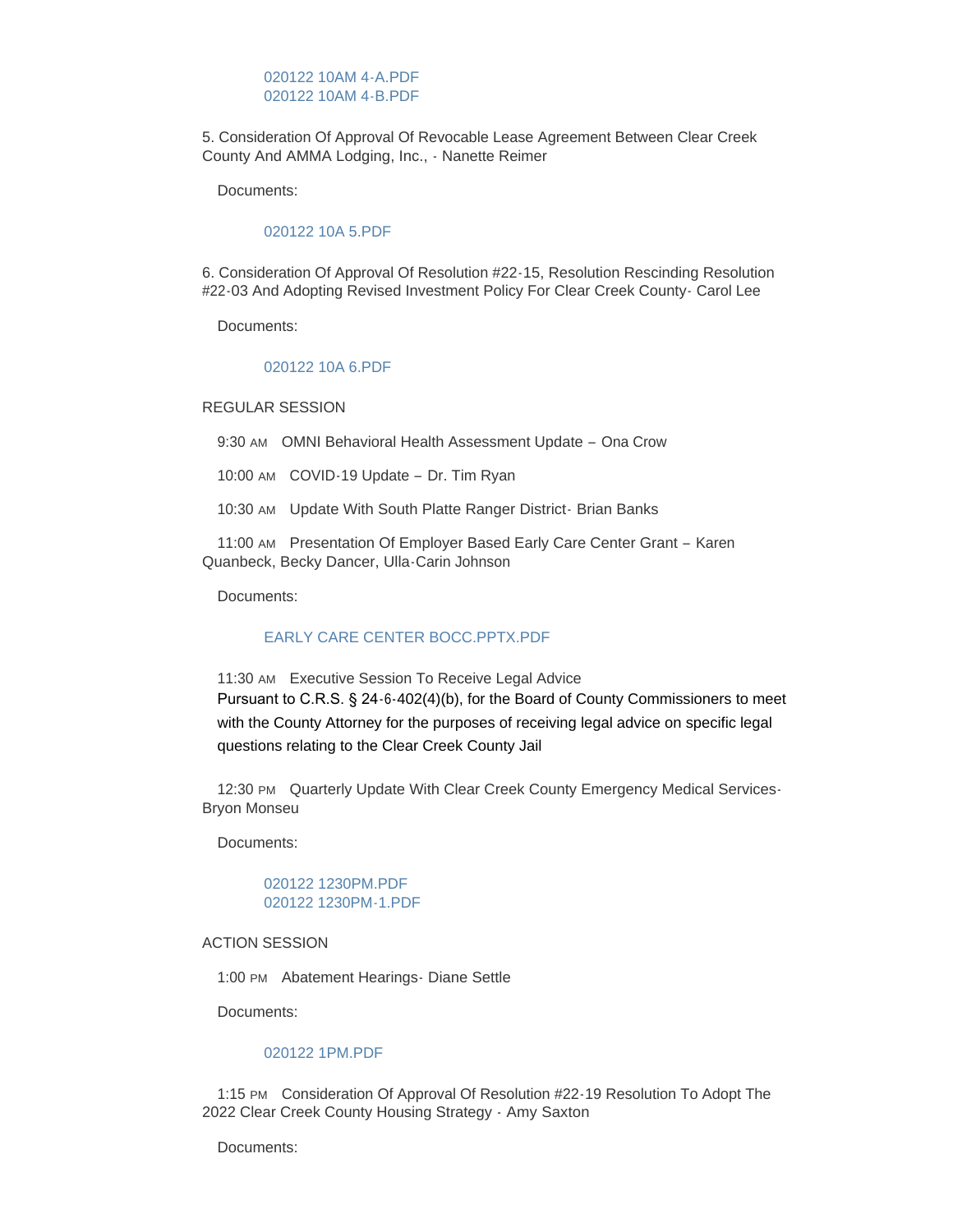020122 10AM 4-A.PDF
020122 10AM 4-B.PDF

5. Consideration Of Approval Of Revocable Lease Agreement Between Clear Creek County And AMMA Lodging, Inc., - Nanette Reimer

Documents:

020122 10A 5.PDF

6. Consideration Of Approval Of Resolution #22-15, Resolution Rescinding Resolution #22-03 And Adopting Revised Investment Policy For Clear Creek County- Carol Lee

Documents:

020122 10A 6.PDF

REGULAR SESSION

9:30 AM OMNI Behavioral Health Assessment Update – Ona Crow

10:00 AM COVID-19 Update – Dr. Tim Ryan

10:30 AM Update With South Platte Ranger District- Brian Banks

11:00 AM Presentation Of Employer Based Early Care Center Grant – Karen Quanbeck, Becky Dancer, Ulla-Carin Johnson

Documents:

EARLY CARE CENTER BOCC.PPTX.PDF

11:30 AM Executive Session To Receive Legal Advice
Pursuant to C.R.S. § 24-6-402(4)(b), for the Board of County Commissioners to meet with the County Attorney for the purposes of receiving legal advice on specific legal questions relating to the Clear Creek County Jail

12:30 PM Quarterly Update With Clear Creek County Emergency Medical Services- Bryon Monseu

Documents:

020122 1230PM.PDF
020122 1230PM-1.PDF

ACTION SESSION

1:00 PM Abatement Hearings- Diane Settle

Documents:

020122 1PM.PDF

1:15 PM Consideration Of Approval Of Resolution #22-19 Resolution To Adopt The 2022 Clear Creek County Housing Strategy - Amy Saxton

Documents: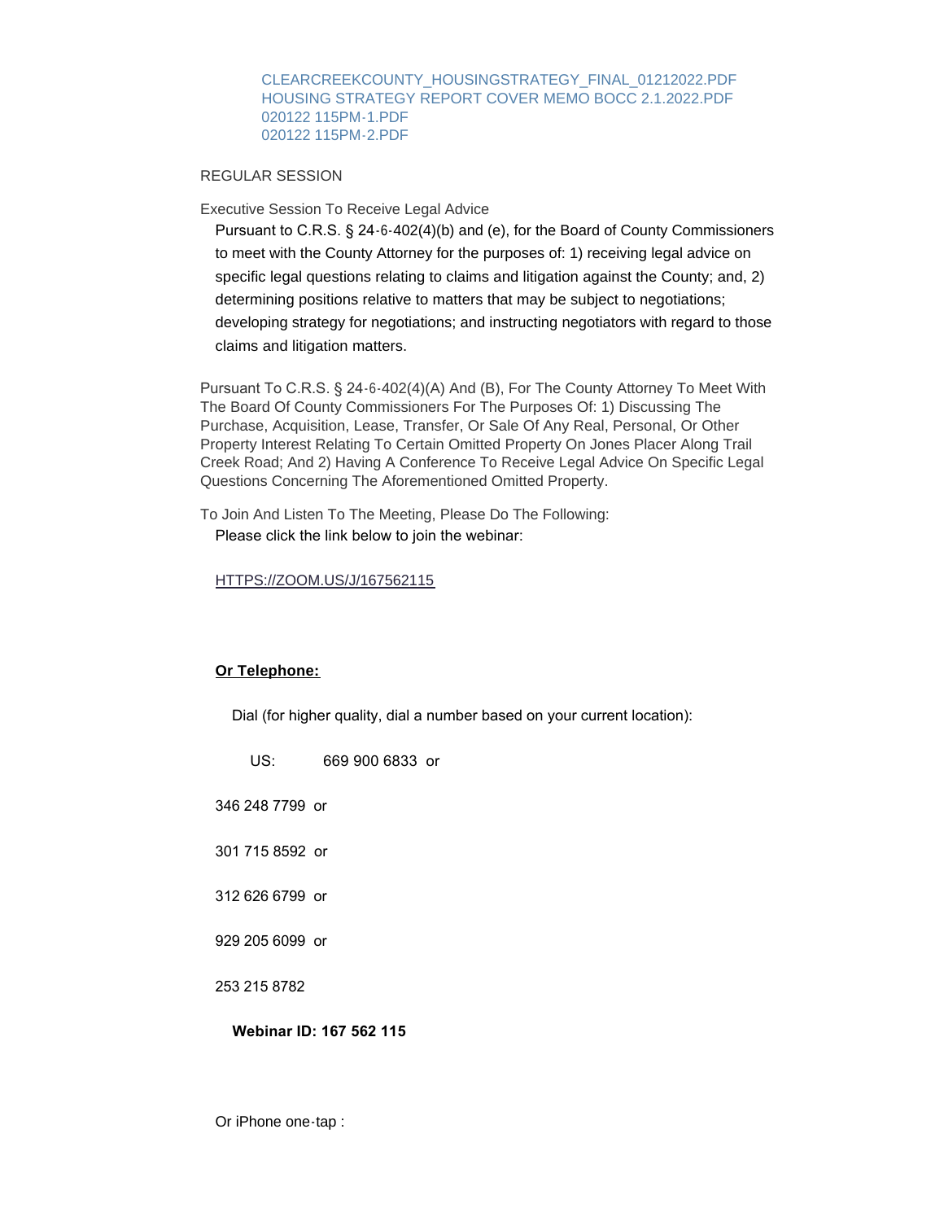CLEARCREEKCOUNTY_HOUSINGSTRATEGY_FINAL_01212022.PDF
HOUSING STRATEGY REPORT COVER MEMO BOCC 2.1.2022.PDF
020122 115PM-1.PDF
020122 115PM-2.PDF

REGULAR SESSION

Executive Session To Receive Legal Advice

Pursuant to C.R.S. § 24-6-402(4)(b) and (e), for the Board of County Commissioners to meet with the County Attorney for the purposes of: 1) receiving legal advice on specific legal questions relating to claims and litigation against the County; and, 2) determining positions relative to matters that may be subject to negotiations; developing strategy for negotiations; and instructing negotiators with regard to those claims and litigation matters.

Pursuant To C.R.S. § 24-6-402(4)(A) And (B), For The County Attorney To Meet With The Board Of County Commissioners For The Purposes Of: 1) Discussing The Purchase, Acquisition, Lease, Transfer, Or Sale Of Any Real, Personal, Or Other Property Interest Relating To Certain Omitted Property On Jones Placer Along Trail Creek Road; And 2) Having A Conference To Receive Legal Advice On Specific Legal Questions Concerning The Aforementioned Omitted Property.

To Join And Listen To The Meeting, Please Do The Following:

Please click the link below to join the webinar:

HTTPS://ZOOM.US/J/167562115

**Or Telephone:**

Dial (for higher quality, dial a number based on your current location):

US: 669 900 6833 or

346 248 7799 or

301 715 8592 or

312 626 6799 or

929 205 6099 or

253 215 8782

**Webinar ID: 167 562 115**

Or iPhone one-tap :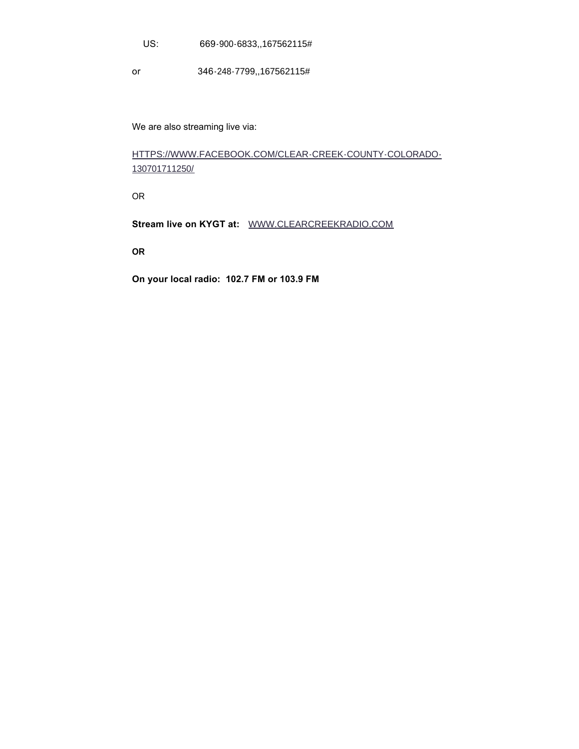US: 669-900-6833,,167562115#

or 346-248-7799,,167562115#

We are also streaming live via:

HTTPS://WWW.FACEBOOK.COM/CLEAR-CREEK-COUNTY-COLORADO-130701711250/

OR

**Stream live on KYGT at:** WWW.CLEARCREEKRADIO.COM

**OR**

**On your local radio: 102.7 FM or 103.9 FM**